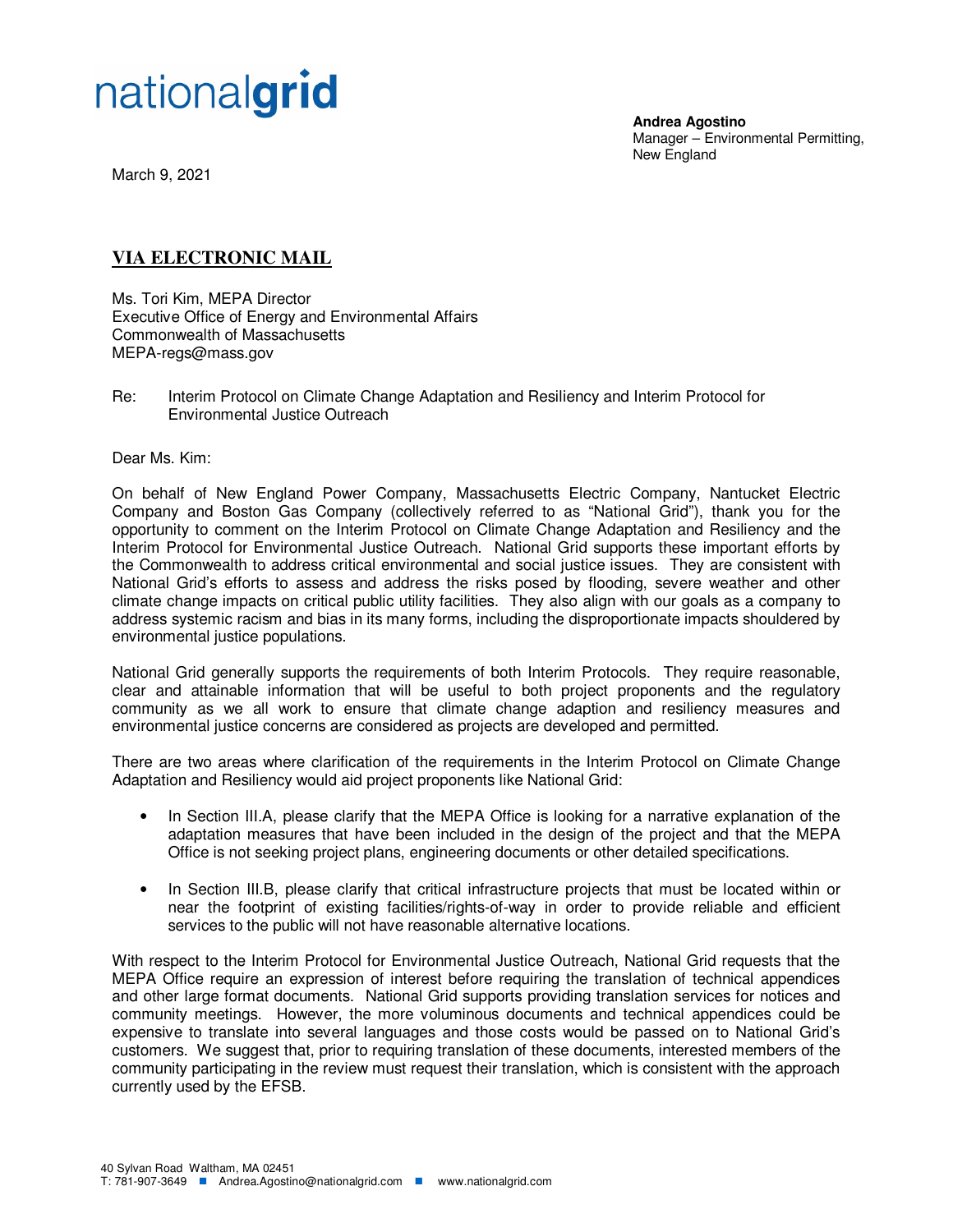nationalgrid

**Andrea Agostino**
Manager – Environmental Permitting, New England

March 9, 2021

**VIA ELECTRONIC MAIL**

Ms. Tori Kim, MEPA Director
Executive Office of Energy and Environmental Affairs
Commonwealth of Massachusetts
MEPA-regs@mass.gov

Re: Interim Protocol on Climate Change Adaptation and Resiliency and Interim Protocol for Environmental Justice Outreach

Dear Ms. Kim:

On behalf of New England Power Company, Massachusetts Electric Company, Nantucket Electric Company and Boston Gas Company (collectively referred to as "National Grid"), thank you for the opportunity to comment on the Interim Protocol on Climate Change Adaptation and Resiliency and the Interim Protocol for Environmental Justice Outreach. National Grid supports these important efforts by the Commonwealth to address critical environmental and social justice issues. They are consistent with National Grid's efforts to assess and address the risks posed by flooding, severe weather and other climate change impacts on critical public utility facilities. They also align with our goals as a company to address systemic racism and bias in its many forms, including the disproportionate impacts shouldered by environmental justice populations.

National Grid generally supports the requirements of both Interim Protocols. They require reasonable, clear and attainable information that will be useful to both project proponents and the regulatory community as we all work to ensure that climate change adaption and resiliency measures and environmental justice concerns are considered as projects are developed and permitted.

There are two areas where clarification of the requirements in the Interim Protocol on Climate Change Adaptation and Resiliency would aid project proponents like National Grid:

- In Section III.A, please clarify that the MEPA Office is looking for a narrative explanation of the adaptation measures that have been included in the design of the project and that the MEPA Office is not seeking project plans, engineering documents or other detailed specifications.
- In Section III.B, please clarify that critical infrastructure projects that must be located within or near the footprint of existing facilities/rights-of-way in order to provide reliable and efficient services to the public will not have reasonable alternative locations.

With respect to the Interim Protocol for Environmental Justice Outreach, National Grid requests that the MEPA Office require an expression of interest before requiring the translation of technical appendices and other large format documents. National Grid supports providing translation services for notices and community meetings. However, the more voluminous documents and technical appendices could be expensive to translate into several languages and those costs would be passed on to National Grid's customers. We suggest that, prior to requiring translation of these documents, interested members of the community participating in the review must request their translation, which is consistent with the approach currently used by the EFSB.

40 Sylvan Road Waltham, MA 02451
T: 781-907-3649 ■ Andrea.Agostino@nationalgrid.com ■ www.nationalgrid.com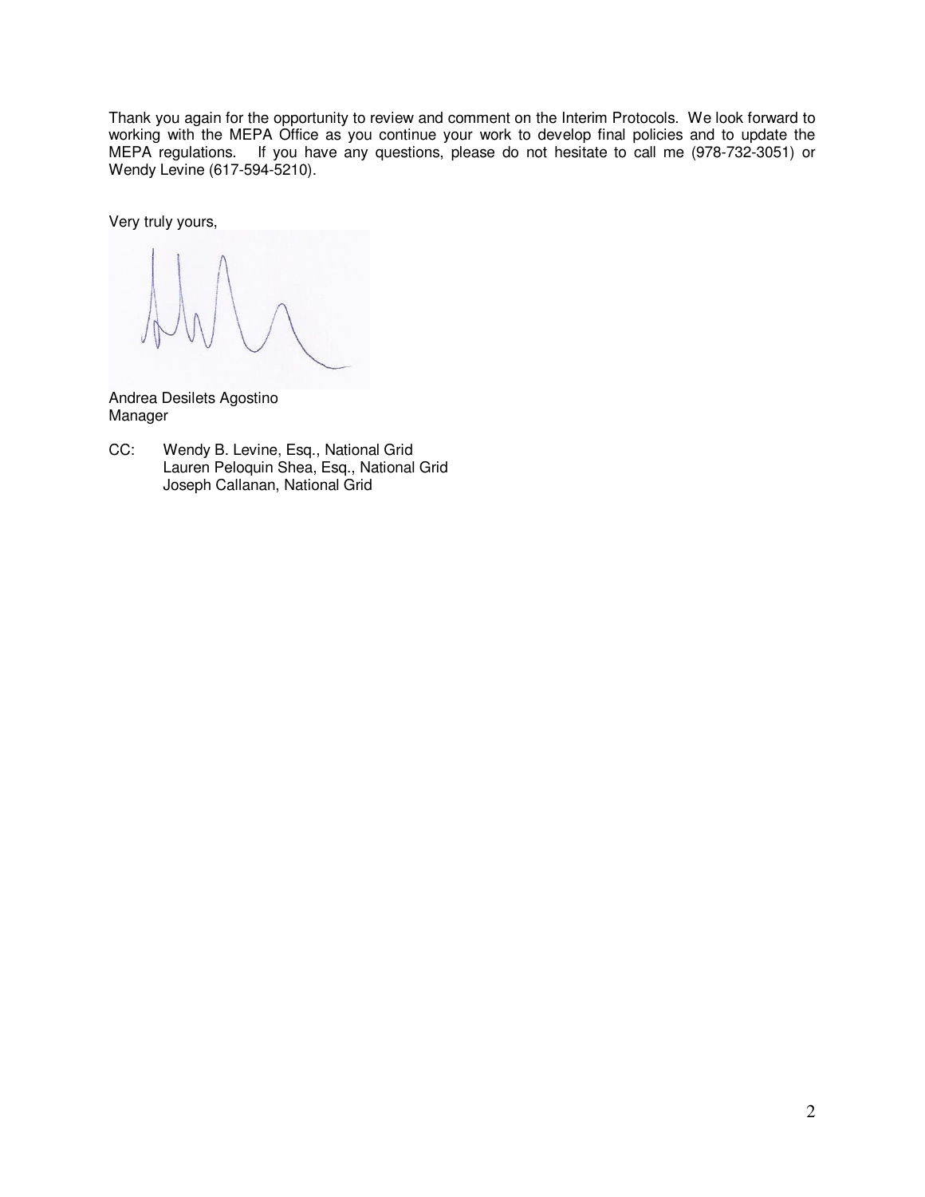Thank you again for the opportunity to review and comment on the Interim Protocols. We look forward to working with the MEPA Office as you continue your work to develop final policies and to update the MEPA regulations. If you have any questions, please do not hesitate to call me (978-732-3051) or Wendy Levine (617-594-5210).

Very truly yours,

Andrea Desilets Agostino
Manager

CC: Wendy B. Levine, Esq., National Grid
Lauren Peloquin Shea, Esq., National Grid
Joseph Callanan, National Grid